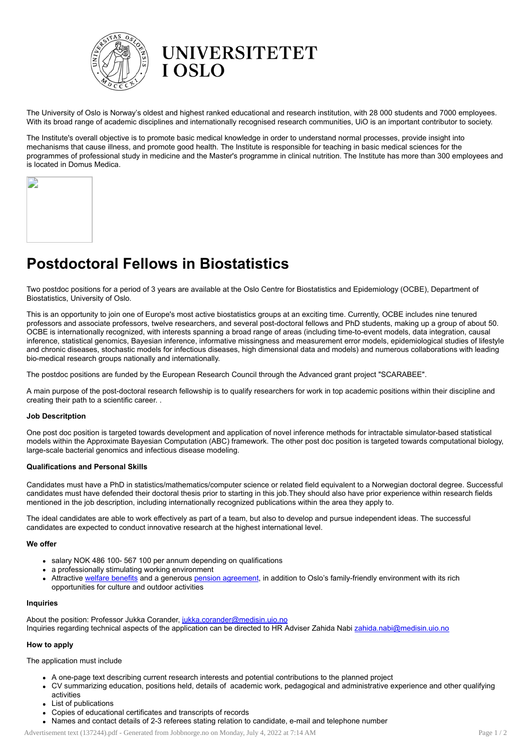UNIVERSITETET I OSLO

The University of Oslo is Norway's oldest and highest ranked educational and research institution, with 28 000 students and 7000 employees. With its broad range of academic disciplines and internationally recognised research communities, UiO is an important contributor to society.

The Institute's overall objective is to promote basic medical knowledge in order to understand normal processes, provide insight into mechanisms that cause illness, and promote good health. The Institute is responsible for teaching in basic medical sciences for the programmes of professional study in medicine and the Master's programme in clinical nutrition. The Institute has more than 300 employees and is located in Domus Medica.

# Postdoctoral Fellows in Biostatistics

Two postdoc positions for a period of 3 years are available at the Oslo Centre for Biostatistics and Epidemiology (OCBE), Department of Biostatistics, University of Oslo.

This is an opportunity to join one of Europe's most active biostatistics groups at an exciting time. Currently, OCBE includes nine tenured professors and associate professors, twelve researchers, and several post-doctoral fellows and PhD students, making up a group of about 50. OCBE is internationally recognized, with interests spanning a broad range of areas (including time-to-event models, data integration, causal inference, statistical genomics, Bayesian inference, informative missingness and measurement error models, epidemiological studies of lifestyle and chronic diseases, stochastic models for infectious diseases, high dimensional data and models) and numerous collaborations with leading bio-medical research groups nationally and internationally.

The postdoc positions are funded by the European Research Council through the Advanced grant project "SCARABEE".

A main purpose of the post-doctoral research fellowship is to qualify researchers for work in top academic positions within their discipline and creating their path to a scientific career. .

**Job Descritption**

One post doc position is targeted towards development and application of novel inference methods for intractable simulator-based statistical models within the Approximate Bayesian Computation (ABC) framework. The other post doc position is targeted towards computational biology, large-scale bacterial genomics and infectious disease modeling.

**Qualifications and Personal Skills**

Candidates must have a PhD in statistics/mathematics/computer science or related field equivalent to a Norwegian doctoral degree. Successful candidates must have defended their doctoral thesis prior to starting in this job.They should also have prior experience within research fields mentioned in the job description, including internationally recognized publications within the area they apply to.

The ideal candidates are able to work effectively as part of a team, but also to develop and pursue independent ideas. The successful candidates are expected to conduct innovative research at the highest international level.

**We offer**

- salary NOK 486 100- 567 100 per annum depending on qualifications
- a professionally stimulating working environment
- Attractive welfare benefits and a generous pension agreement, in addition to Oslo's family-friendly environment with its rich opportunities for culture and outdoor activities

**Inquiries**

About the position: Professor Jukka Corander, jukka.corander@medisin.uio.no
Inquiries regarding technical aspects of the application can be directed to HR Adviser Zahida Nabi zahida.nabi@medisin.uio.no

**How to apply**

The application must include

- A one-page text describing current research interests and potential contributions to the planned project
- CV summarizing education, positions held, details of academic work, pedagogical and administrative experience and other qualifying activities
- List of publications
- Copies of educational certificates and transcripts of records
- Names and contact details of 2-3 referees stating relation to candidate, e-mail and telephone number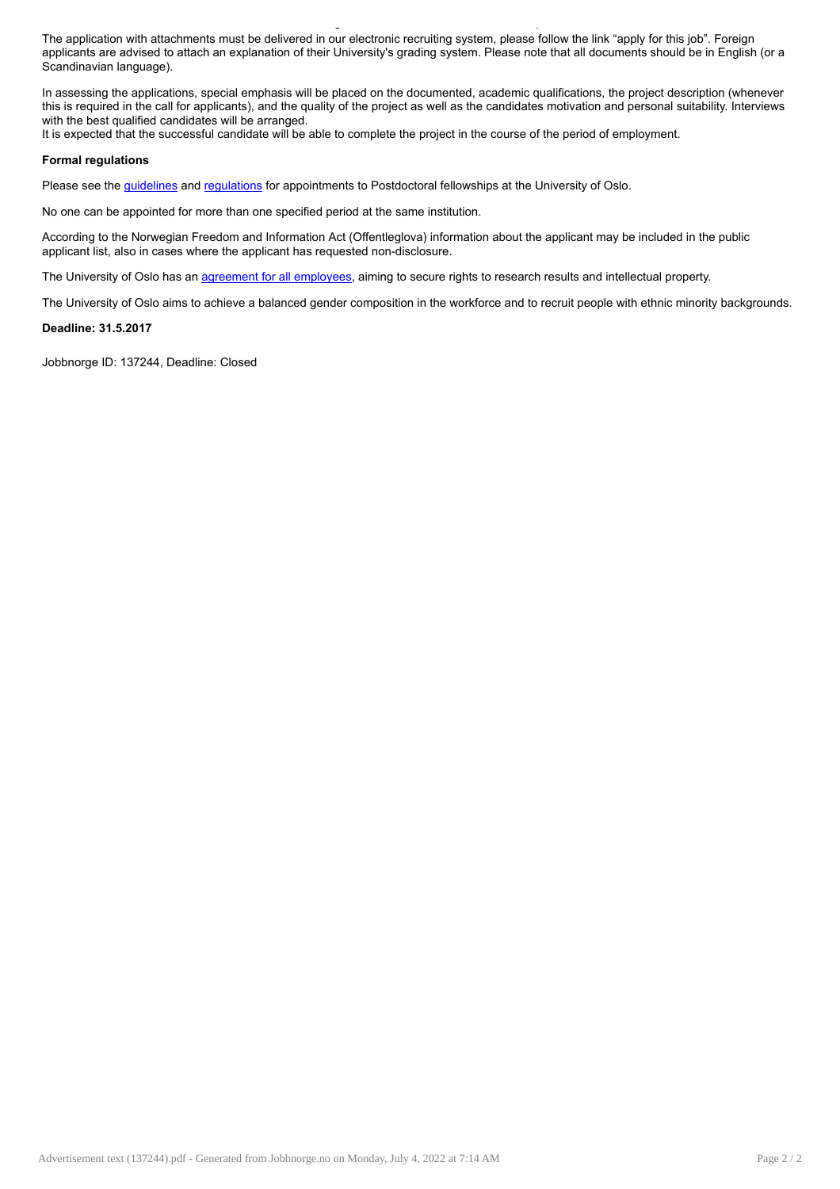The application with attachments must be delivered in our electronic recruiting system, please follow the link "apply for this job". Foreign applicants are advised to attach an explanation of their University's grading system. Please note that all documents should be in English (or a Scandinavian language).

In assessing the applications, special emphasis will be placed on the documented, academic qualifications, the project description (whenever this is required in the call for applicants), and the quality of the project as well as the candidates motivation and personal suitability. Interviews with the best qualified candidates will be arranged.
It is expected that the successful candidate will be able to complete the project in the course of the period of employment.

**Formal regulations**

Please see the guidelines and regulations for appointments to Postdoctoral fellowships at the University of Oslo.

No one can be appointed for more than one specified period at the same institution.

According to the Norwegian Freedom and Information Act (Offentleglova) information about the applicant may be included in the public applicant list, also in cases where the applicant has requested non-disclosure.

The University of Oslo has an agreement for all employees, aiming to secure rights to research results and intellectual property.

The University of Oslo aims to achieve a balanced gender composition in the workforce and to recruit people with ethnic minority backgrounds.

**Deadline: 31.5.2017**

Jobbnorge ID: 137244, Deadline: Closed